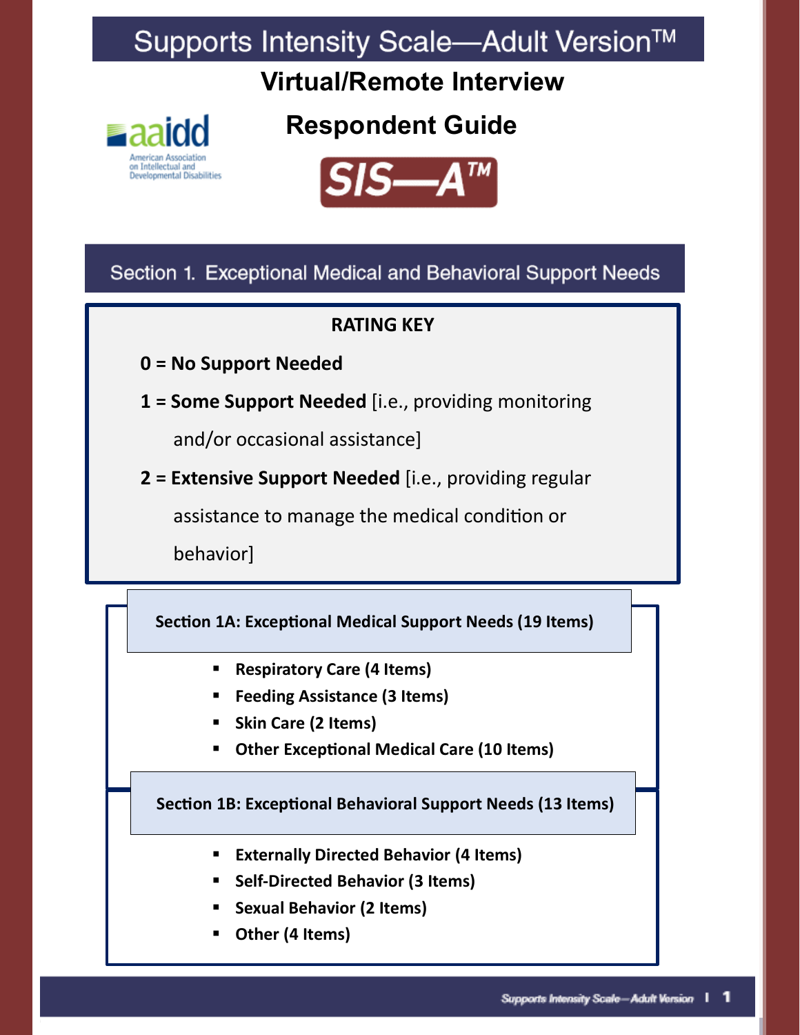# Supports Intensity Scale—Adult Version™

## Virtual/Remote Interview

## Respondent Guide

aaidd
American Association on Intellectual and Developmental Disabilities

SIS—A™

## Section 1. Exceptional Medical and Behavioral Support Needs

**RATING KEY**

**0 = No Support Needed**

**1 = Some Support Needed** [i.e., providing monitoring and/or occasional assistance]

**2 = Extensive Support Needed** [i.e., providing regular assistance to manage the medical condition or behavior]

### Section 1A: Exceptional Medical Support Needs (19 Items)

- **Respiratory Care (4 Items)**
- **Feeding Assistance (3 Items)**
- **Skin Care (2 Items)**
- **Other Exceptional Medical Care (10 Items)**

### Section 1B: Exceptional Behavioral Support Needs (13 Items)

- **Externally Directed Behavior (4 Items)**
- **Self-Directed Behavior (3 Items)**
- **Sexual Behavior (2 Items)**
- **Other (4 Items)**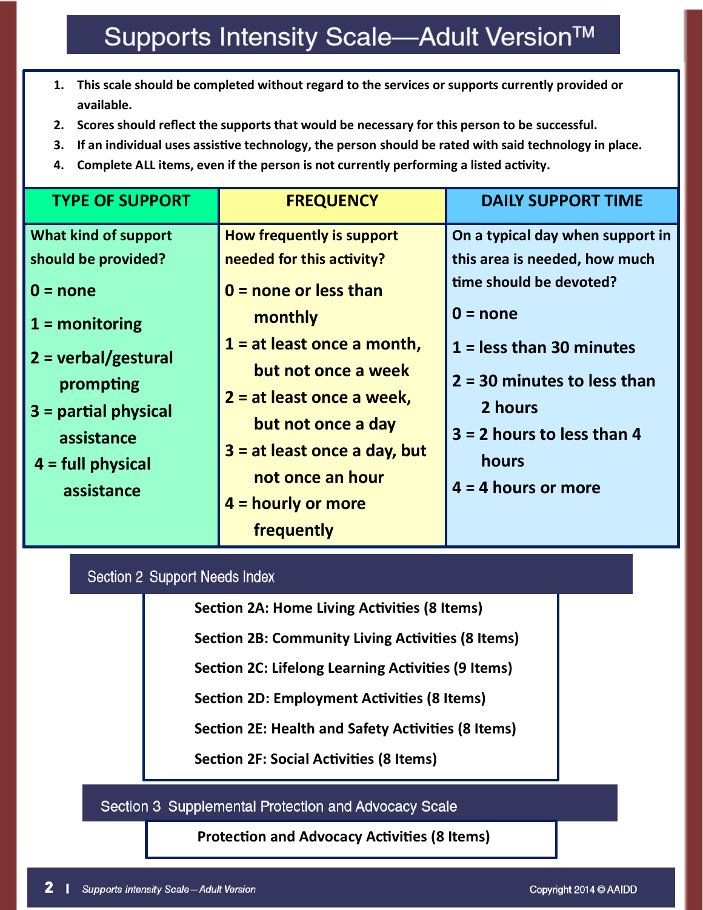# Supports Intensity Scale—Adult Version™

1. This scale should be completed without regard to the services or supports currently provided or available.
2. Scores should reflect the supports that would be necessary for this person to be successful.
3. If an individual uses assistive technology, the person should be rated with said technology in place.
4. Complete ALL items, even if the person is not currently performing a listed activity.

| TYPE OF SUPPORT | FREQUENCY | DAILY SUPPORT TIME |
|---|---|---|
| What kind of support should be provided? | How frequently is support needed for this activity? | On a typical day when support in this area is needed, how much time should be devoted? |
| 0 = none | 0 = none or less than monthly | 0 = none |
| 1 = monitoring | 1 = at least once a month, but not once a week | 1 = less than 30 minutes |
| 2 = verbal/gestural prompting | 2 = at least once a week, but not once a day | 2 = 30 minutes to less than 2 hours |
| 3 = partial physical assistance | 3 = at least once a day, but not once an hour | 3 = 2 hours to less than 4 hours |
| 4 = full physical assistance | 4 = hourly or more frequently | 4 = 4 hours or more |

## Section 2 Support Needs Index

**Section 2A: Home Living Activities (8 Items)**

**Section 2B: Community Living Activities (8 Items)**

**Section 2C: Lifelong Learning Activities (9 Items)**

**Section 2D: Employment Activities (8 Items)**

**Section 2E: Health and Safety Activities (8 Items)**

**Section 2F: Social Activities (8 Items)**

## Section 3 Supplemental Protection and Advocacy Scale

**Protection and Advocacy Activities (8 Items)**